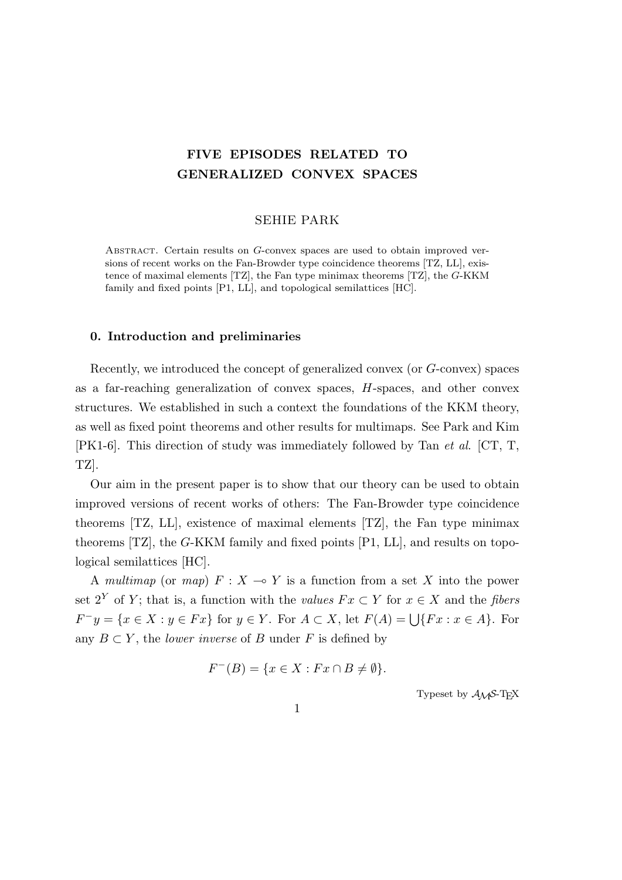# FIVE EPISODES RELATED TO GENERALIZED CONVEX SPACES

SEHIE PARK

Abstract. Certain results on $G$-convex spaces are used to obtain improved versions of recent works on the Fan-Browder type coincidence theorems [TZ, LL], existence of maximal elements [TZ], the Fan type minimax theorems [TZ], the $G$-KKM family and fixed points [P1, LL], and topological semilattices [HC].

## 0. Introduction and preliminaries

Recently, we introduced the concept of generalized convex (or $G$-convex) spaces as a far-reaching generalization of convex spaces, $H$-spaces, and other convex structures. We established in such a context the foundations of the KKM theory, as well as fixed point theorems and other results for multimaps. See Park and Kim [PK1-6]. This direction of study was immediately followed by Tan *et al.* [CT, T, TZ].

Our aim in the present paper is to show that our theory can be used to obtain improved versions of recent works of others: The Fan-Browder type coincidence theorems [TZ, LL], existence of maximal elements [TZ], the Fan type minimax theorems [TZ], the $G$-KKM family and fixed points [P1, LL], and results on topological semilattices [HC].

A *multimap* (or *map*) $F : X \multimap Y$ is a function from a set $X$ into the power set $2^Y$ of $Y$; that is, a function with the *values* $Fx \subset Y$ for $x \in X$ and the *fibers* $F^- y = \{x \in X : y \in Fx\}$ for $y \in Y$. For $A \subset X$, let $F(A) = \bigcup\{Fx : x \in A\}$. For any $B \subset Y$, the *lower inverse* of $B$ under $F$ is defined by

$$F^-(B) = \{x \in X : Fx \cap B \neq \emptyset\}.$$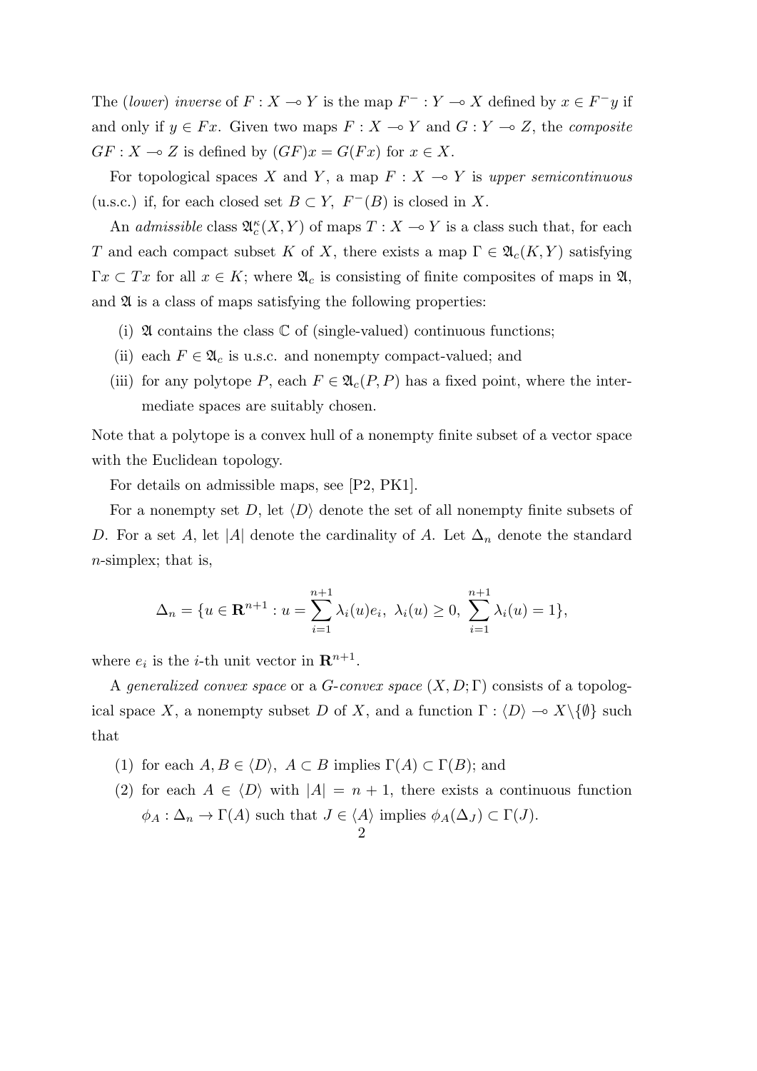The (*lower*) *inverse* of $F : X \multimap Y$ is the map $F^- : Y \multimap X$ defined by $x \in F^- y$ if and only if $y \in Fx$. Given two maps $F : X \multimap Y$ and $G : Y \multimap Z$, the *composite* $GF : X \multimap Z$ is defined by $(GF)x = G(Fx)$ for $x \in X$.

For topological spaces $X$ and $Y$, a map $F : X \multimap Y$ is *upper semicontinuous* (u.s.c.) if, for each closed set $B \subset Y$, $F^-(B)$ is closed in $X$.

An *admissible* class $\mathfrak{A}_c^\kappa(X, Y)$ of maps $T : X \multimap Y$ is a class such that, for each $T$ and each compact subset $K$ of $X$, there exists a map $\Gamma \in \mathfrak{A}_c(K, Y)$ satisfying $\Gamma x \subset Tx$ for all $x \in K$; where $\mathfrak{A}_c$ is consisting of finite composites of maps in $\mathfrak{A}$, and $\mathfrak{A}$ is a class of maps satisfying the following properties:

- (i) $\mathfrak{A}$ contains the class $\mathbb{C}$ of (single-valued) continuous functions;
- (ii) each $F \in \mathfrak{A}_c$ is u.s.c. and nonempty compact-valued; and
- (iii) for any polytope $P$, each $F \in \mathfrak{A}_c(P, P)$ has a fixed point, where the intermediate spaces are suitably chosen.

Note that a polytope is a convex hull of a nonempty finite subset of a vector space with the Euclidean topology.

For details on admissible maps, see [P2, PK1].

For a nonempty set $D$, let $\langle D \rangle$ denote the set of all nonempty finite subsets of $D$. For a set $A$, let $|A|$ denote the cardinality of $A$. Let $\Delta_n$ denote the standard $n$-simplex; that is,

$$\Delta_n = \{u \in \mathbf{R}^{n+1} : u = \sum_{i=1}^{n+1} \lambda_i(u) e_i,\ \lambda_i(u) \geq 0,\ \sum_{i=1}^{n+1} \lambda_i(u) = 1\},$$

where $e_i$ is the $i$-th unit vector in $\mathbf{R}^{n+1}$.

A *generalized convex space* or a *G-convex space* $(X, D; \Gamma)$ consists of a topological space $X$, a nonempty subset $D$ of $X$, and a function $\Gamma : \langle D \rangle \multimap X \backslash \{\emptyset\}$ such that

1. for each $A, B \in \langle D \rangle$, $A \subset B$ implies $\Gamma(A) \subset \Gamma(B)$; and
2. for each $A \in \langle D \rangle$ with $|A| = n + 1$, there exists a continuous function $\phi_A : \Delta_n \to \Gamma(A)$ such that $J \in \langle A \rangle$ implies $\phi_A(\Delta_J) \subset \Gamma(J)$.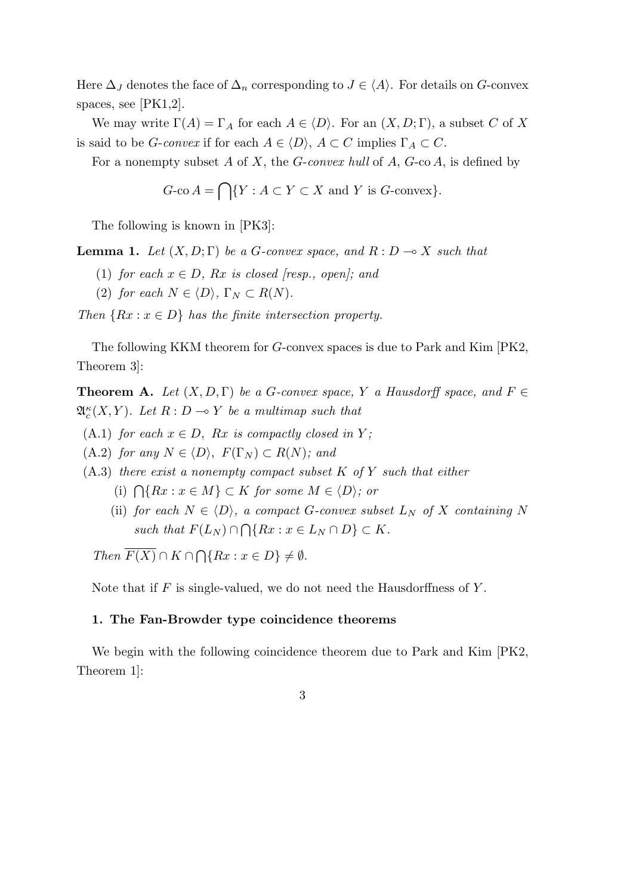Here $\Delta_J$ denotes the face of $\Delta_n$ corresponding to $J \in \langle A \rangle$. For details on $G$-convex spaces, see [PK1,2].

We may write $\Gamma(A) = \Gamma_A$ for each $A \in \langle D \rangle$. For an $(X, D; \Gamma)$, a subset $C$ of $X$ is said to be *$G$-convex* if for each $A \in \langle D \rangle$, $A \subset C$ implies $\Gamma_A \subset C$.

For a nonempty subset $A$ of $X$, the *$G$-convex hull* of $A$, $G$-co $A$, is defined by

$$G\text{-co}\, A = \bigcap \{Y : A \subset Y \subset X \text{ and } Y \text{ is } G\text{-convex}\}.$$

The following is known in [PK3]:

**Lemma 1.** *Let $(X, D; \Gamma)$ be a $G$-convex space, and $R : D \multimap X$ such that*

(1) *for each $x \in D$, $Rx$ is closed [resp., open]; and*

(2) *for each $N \in \langle D \rangle$, $\Gamma_N \subset R(N)$.*

*Then $\{Rx : x \in D\}$ has the finite intersection property.*

The following KKM theorem for $G$-convex spaces is due to Park and Kim [PK2, Theorem 3]:

**Theorem A.** *Let $(X, D, \Gamma)$ be a $G$-convex space, $Y$ a Hausdorff space, and $F \in \mathfrak{A}_c^{\kappa}(X, Y)$. Let $R : D \multimap Y$ be a multimap such that*

(A.1) *for each $x \in D$, $Rx$ is compactly closed in $Y$;*

(A.2) *for any $N \in \langle D \rangle$, $F(\Gamma_N) \subset R(N)$; and*

(A.3) *there exist a nonempty compact subset $K$ of $Y$ such that either*

  (i) *$\bigcap \{Rx : x \in M\} \subset K$ for some $M \in \langle D \rangle$; or*

  (ii) *for each $N \in \langle D \rangle$, a compact $G$-convex subset $L_N$ of $X$ containing $N$ such that $F(L_N) \cap \bigcap \{Rx : x \in L_N \cap D\} \subset K$.*

*Then $\overline{F(X)} \cap K \cap \bigcap \{Rx : x \in D\} \neq \emptyset$.*

Note that if $F$ is single-valued, we do not need the Hausdorffness of $Y$.

### 1. The Fan-Browder type coincidence theorems

We begin with the following coincidence theorem due to Park and Kim [PK2, Theorem 1]: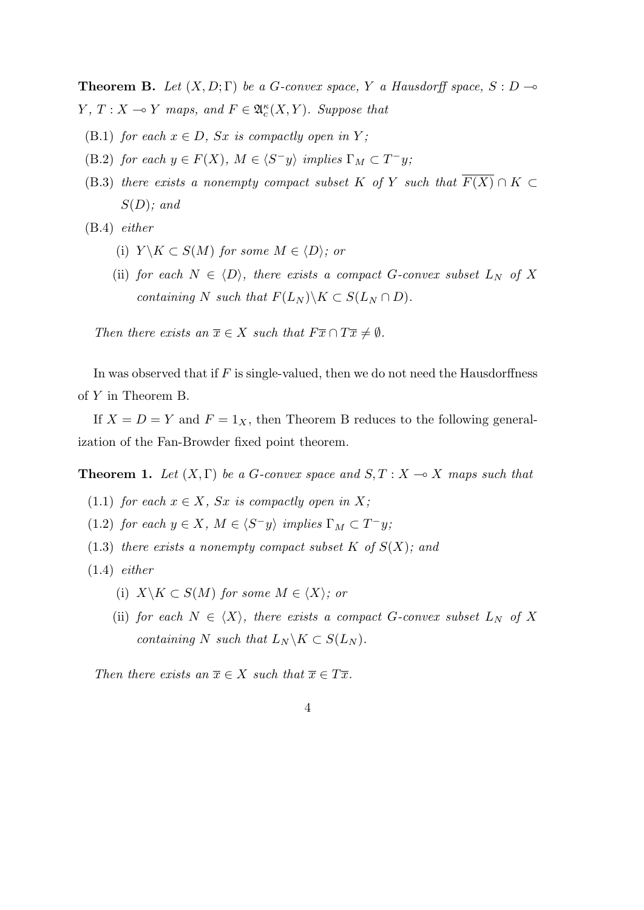**Theorem B.** *Let $(X, D; \Gamma)$ be a G-convex space, $Y$ a Hausdorff space, $S : D \multimap Y$, $T : X \multimap Y$ maps, and $F \in \mathfrak{A}_c^\kappa(X, Y)$. Suppose that*

(B.1) *for each $x \in D$, $Sx$ is compactly open in $Y$;*

(B.2) *for each $y \in F(X)$, $M \in \langle S^- y\rangle$ implies $\Gamma_M \subset T^- y$;*

(B.3) *there exists a nonempty compact subset $K$ of $Y$ such that $\overline{F(X)} \cap K \subset S(D)$; and*

(B.4) *either*

  (i) *$Y \backslash K \subset S(M)$ for some $M \in \langle D\rangle$; or*

  (ii) *for each $N \in \langle D\rangle$, there exists a compact G-convex subset $L_N$ of $X$ containing $N$ such that $F(L_N)\backslash K \subset S(L_N \cap D)$.*

*Then there exists an $\overline{x} \in X$ such that $F\overline{x} \cap T\overline{x} \neq \emptyset$.*

In was observed that if $F$ is single-valued, then we do not need the Hausdorffness of $Y$ in Theorem B.

If $X = D = Y$ and $F = 1_X$, then Theorem B reduces to the following generalization of the Fan-Browder fixed point theorem.

**Theorem 1.** *Let $(X, \Gamma)$ be a G-convex space and $S, T : X \multimap X$ maps such that*

(1.1) *for each $x \in X$, $Sx$ is compactly open in $X$;*

(1.2) *for each $y \in X$, $M \in \langle S^- y\rangle$ implies $\Gamma_M \subset T^- y$;*

(1.3) *there exists a nonempty compact subset $K$ of $S(X)$; and*

(1.4) *either*

  (i) *$X \backslash K \subset S(M)$ for some $M \in \langle X\rangle$; or*

  (ii) *for each $N \in \langle X\rangle$, there exists a compact G-convex subset $L_N$ of $X$ containing $N$ such that $L_N\backslash K \subset S(L_N)$.*

*Then there exists an $\overline{x} \in X$ such that $\overline{x} \in T\overline{x}$.*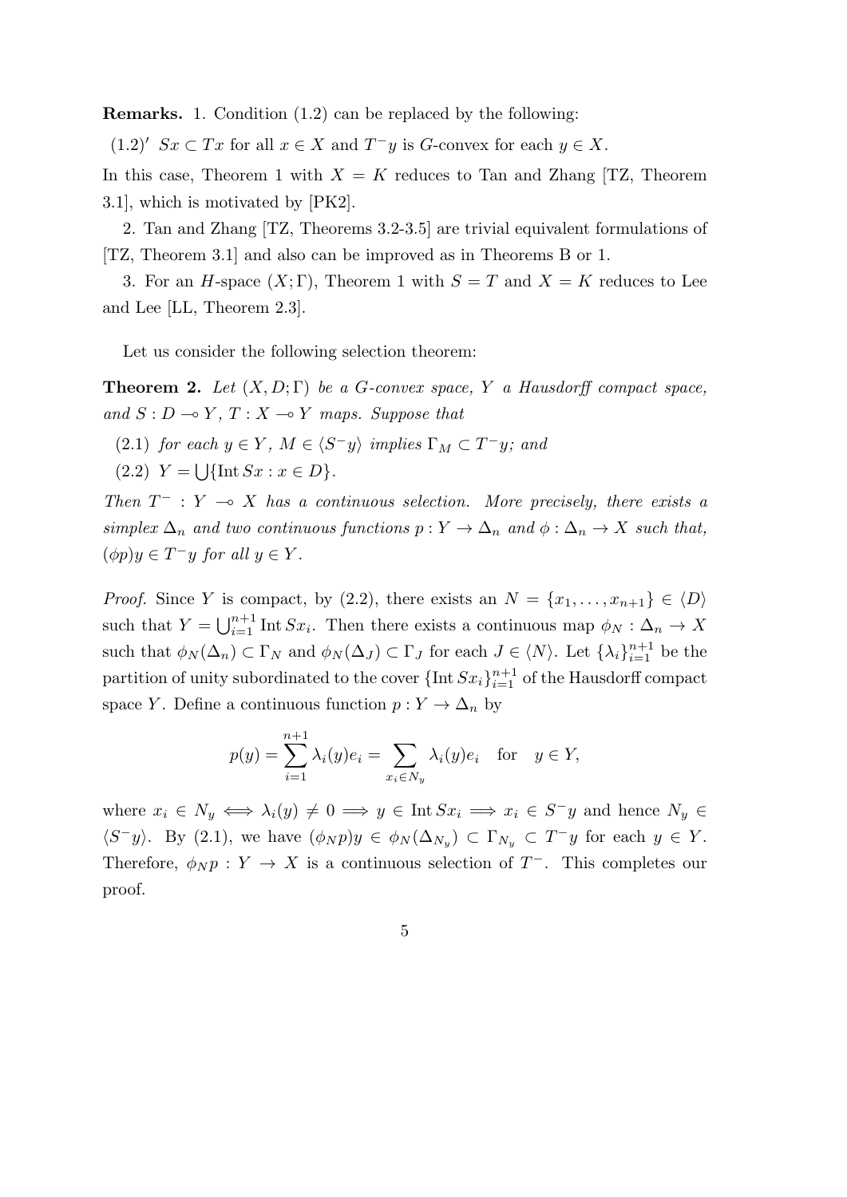**Remarks.** 1. Condition (1.2) can be replaced by the following:

$(1.2)'$ $Sx \subset Tx$ for all $x \in X$ and $T^{-}y$ is $G$-convex for each $y \in X$.

In this case, Theorem 1 with $X = K$ reduces to Tan and Zhang [TZ, Theorem 3.1], which is motivated by [PK2].

2. Tan and Zhang [TZ, Theorems 3.2-3.5] are trivial equivalent formulations of [TZ, Theorem 3.1] and also can be improved as in Theorems B or 1.

3. For an $H$-space $(X;\Gamma)$, Theorem 1 with $S = T$ and $X = K$ reduces to Lee and Lee [LL, Theorem 2.3].

Let us consider the following selection theorem:

**Theorem 2.** *Let $(X, D;\Gamma)$ be a $G$-convex space, $Y$ a Hausdorff compact space, and $S : D \multimap Y$, $T : X \multimap Y$ maps. Suppose that*

(2.1) *for each $y \in Y$, $M \in \langle S^{-}y\rangle$ implies $\Gamma_M \subset T^{-}y$; and*

(2.2) $Y = \bigcup\{\operatorname{Int} Sx : x \in D\}$.

*Then $T^{-} : Y \multimap X$ has a continuous selection. More precisely, there exists a simplex $\Delta_n$ and two continuous functions $p : Y \to \Delta_n$ and $\phi : \Delta_n \to X$ such that, $(\phi p)y \in T^{-}y$ for all $y \in Y$.*

*Proof.* Since $Y$ is compact, by (2.2), there exists an $N = \{x_1, \dots, x_{n+1}\} \in \langle D\rangle$ such that $Y = \bigcup_{i=1}^{n+1} \operatorname{Int} Sx_i$. Then there exists a continuous map $\phi_N : \Delta_n \to X$ such that $\phi_N(\Delta_n) \subset \Gamma_N$ and $\phi_N(\Delta_J) \subset \Gamma_J$ for each $J \in \langle N\rangle$. Let $\{\lambda_i\}_{i=1}^{n+1}$ be the partition of unity subordinated to the cover $\{\operatorname{Int} Sx_i\}_{i=1}^{n+1}$ of the Hausdorff compact space $Y$. Define a continuous function $p : Y \to \Delta_n$ by

$$p(y) = \sum_{i=1}^{n+1} \lambda_i(y)e_i = \sum_{x_i \in N_y} \lambda_i(y)e_i \quad \text{for} \quad y \in Y,$$

where $x_i \in N_y \iff \lambda_i(y) \neq 0 \implies y \in \operatorname{Int} Sx_i \implies x_i \in S^{-}y$ and hence $N_y \in \langle S^{-}y\rangle$. By (2.1), we have $(\phi_N p)y \in \phi_N(\Delta_{N_y}) \subset \Gamma_{N_y} \subset T^{-}y$ for each $y \in Y$. Therefore, $\phi_N p : Y \to X$ is a continuous selection of $T^{-}$. This completes our proof.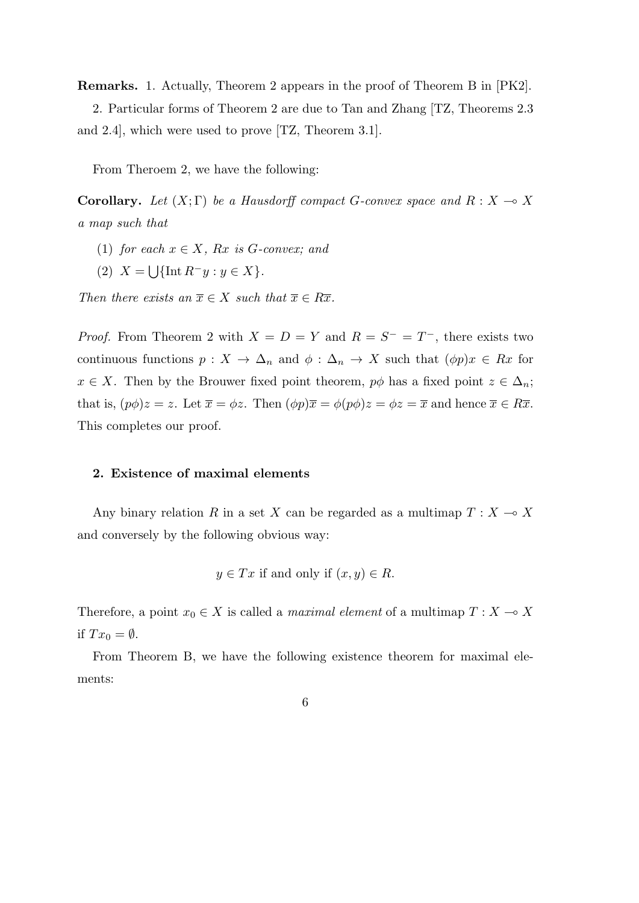**Remarks.** 1. Actually, Theorem 2 appears in the proof of Theorem B in [PK2].

2. Particular forms of Theorem 2 are due to Tan and Zhang [TZ, Theorems 2.3 and 2.4], which were used to prove [TZ, Theorem 3.1].

From Theroem 2, we have the following:

**Corollary.** *Let $(X;\Gamma)$ be a Hausdorff compact G-convex space and $R : X \multimap X$ a map such that*

(1) *for each $x \in X$, $Rx$ is G-convex; and*

(2) $X = \bigcup\{\operatorname{Int} R^{-}y : y \in X\}$.

*Then there exists an $\overline{x} \in X$ such that $\overline{x} \in R\overline{x}$.*

*Proof.* From Theorem 2 with $X = D = Y$ and $R = S^{-} = T^{-}$, there exists two continuous functions $p : X \to \Delta_n$ and $\phi : \Delta_n \to X$ such that $(\phi p)x \in Rx$ for $x \in X$. Then by the Brouwer fixed point theorem, $p\phi$ has a fixed point $z \in \Delta_n$; that is, $(p\phi)z = z$. Let $\overline{x} = \phi z$. Then $(\phi p)\overline{x} = \phi(p\phi)z = \phi z = \overline{x}$ and hence $\overline{x} \in R\overline{x}$. This completes our proof.

## 2. Existence of maximal elements

Any binary relation $R$ in a set $X$ can be regarded as a multimap $T : X \multimap X$ and conversely by the following obvious way:

$$y \in Tx \text{ if and only if } (x, y) \in R.$$

Therefore, a point $x_0 \in X$ is called a *maximal element* of a multimap $T : X \multimap X$ if $Tx_0 = \emptyset$.

From Theorem B, we have the following existence theorem for maximal elements: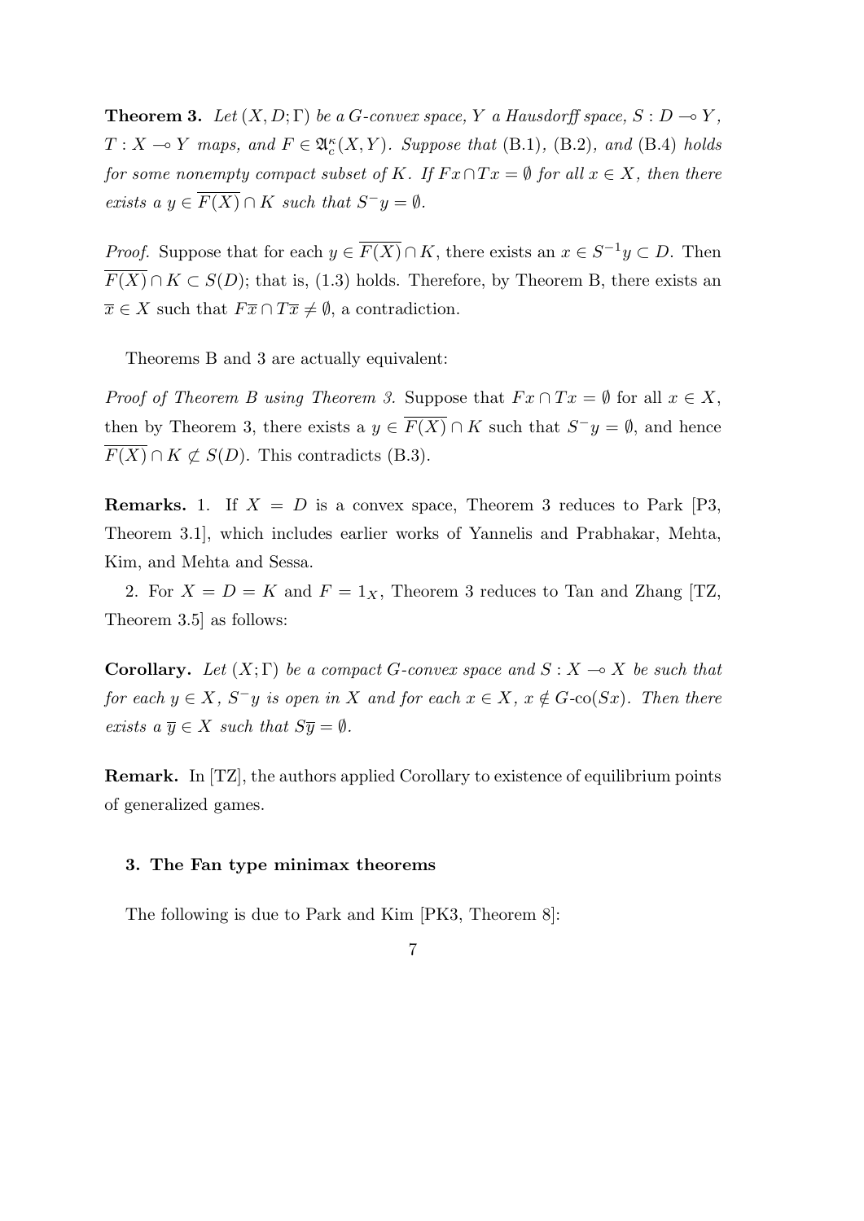**Theorem 3.** *Let $(X, D; \Gamma)$ be a $G$-convex space, $Y$ a Hausdorff space, $S : D \multimap Y$, $T : X \multimap Y$ maps, and $F \in \mathfrak{A}_c^\kappa(X, Y)$. Suppose that* (B.1), (B.2), *and* (B.4) *holds for some nonempty compact subset of $K$. If $Fx \cap Tx = \emptyset$ for all $x \in X$, then there exists a $y \in \overline{F(X)} \cap K$ such that $S^- y = \emptyset$.*

*Proof.* Suppose that for each $y \in \overline{F(X)} \cap K$, there exists an $x \in S^{-1}y \subset D$. Then $\overline{F(X)} \cap K \subset S(D)$; that is, (1.3) holds. Therefore, by Theorem B, there exists an $\overline{x} \in X$ such that $F\overline{x} \cap T\overline{x} \neq \emptyset$, a contradiction.

Theorems B and 3 are actually equivalent:

*Proof of Theorem B using Theorem 3.* Suppose that $Fx \cap Tx = \emptyset$ for all $x \in X$, then by Theorem 3, there exists a $y \in \overline{F(X)} \cap K$ such that $S^- y = \emptyset$, and hence $\overline{F(X)} \cap K \not\subset S(D)$. This contradicts (B.3).

**Remarks.** 1. If $X = D$ is a convex space, Theorem 3 reduces to Park [P3, Theorem 3.1], which includes earlier works of Yannelis and Prabhakar, Mehta, Kim, and Mehta and Sessa.

2. For $X = D = K$ and $F = 1_X$, Theorem 3 reduces to Tan and Zhang [TZ, Theorem 3.5] as follows:

**Corollary.** *Let $(X; \Gamma)$ be a compact $G$-convex space and $S : X \multimap X$ be such that for each $y \in X$, $S^- y$ is open in $X$ and for each $x \in X$, $x \notin G\text{-co}(Sx)$. Then there exists a $\overline{y} \in X$ such that $S\overline{y} = \emptyset$.*

**Remark.** In [TZ], the authors applied Corollary to existence of equilibrium points of generalized games.

### 3. The Fan type minimax theorems

The following is due to Park and Kim [PK3, Theorem 8]: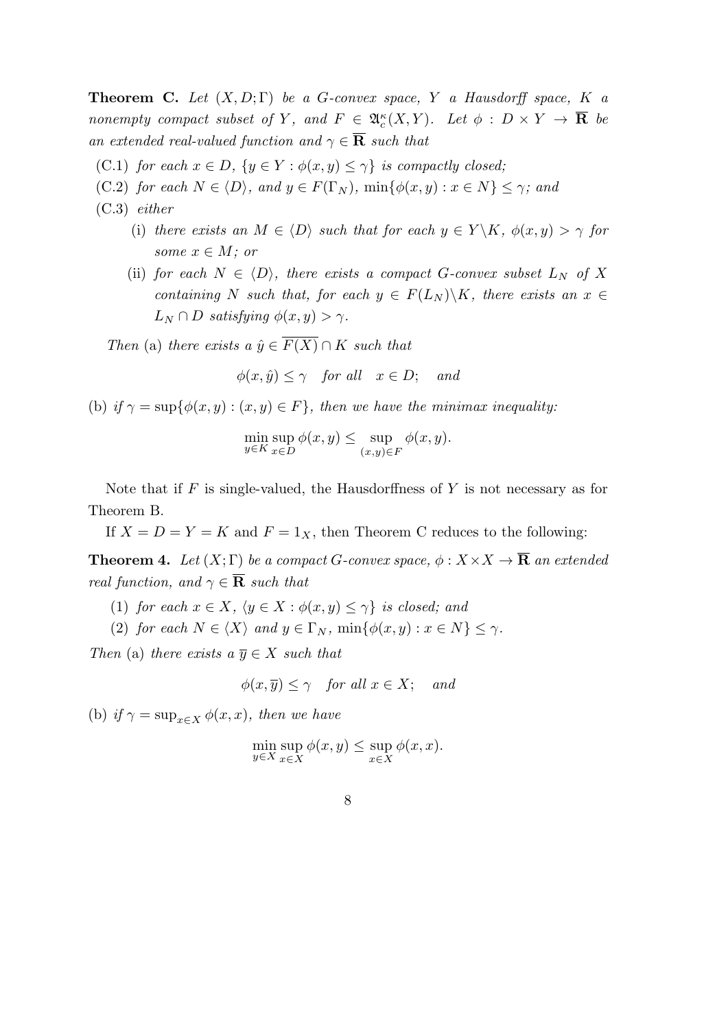**Theorem C.** *Let $(X, D; \Gamma)$ be a G-convex space, $Y$ a Hausdorff space, $K$ a nonempty compact subset of $Y$, and $F \in \mathfrak{A}_c^\kappa(X, Y)$. Let $\phi : D \times Y \to \overline{\mathbf{R}}$ be an extended real-valued function and $\gamma \in \overline{\mathbf{R}}$ such that*

- (C.1) *for each $x \in D$, $\{y \in Y : \phi(x, y) \leq \gamma\}$ is compactly closed;*
- (C.2) *for each $N \in \langle D \rangle$, and $y \in F(\Gamma_N)$, $\min\{\phi(x, y) : x \in N\} \leq \gamma$; and*
- (C.3) *either*
  - (i) *there exists an $M \in \langle D \rangle$ such that for each $y \in Y \backslash K$, $\phi(x, y) > \gamma$ for some $x \in M$; or*
  - (ii) *for each $N \in \langle D \rangle$, there exists a compact G-convex subset $L_N$ of $X$ containing $N$ such that, for each $y \in F(L_N) \backslash K$, there exists an $x \in L_N \cap D$ satisfying $\phi(x, y) > \gamma$.*

*Then* (a) *there exists a $\hat{y} \in \overline{F(X)} \cap K$ such that*

$$\phi(x, \hat{y}) \leq \gamma \quad \textit{for all} \quad x \in D; \quad \textit{and}$$

(b) *if $\gamma = \sup\{\phi(x, y) : (x, y) \in F\}$, then we have the minimax inequality:*

$$\min_{y \in K} \sup_{x \in D} \phi(x, y) \leq \sup_{(x,y) \in F} \phi(x, y).$$

Note that if $F$ is single-valued, the Hausdorffness of $Y$ is not necessary as for Theorem B.

If $X = D = Y = K$ and $F = 1_X$, then Theorem C reduces to the following:

**Theorem 4.** *Let $(X; \Gamma)$ be a compact G-convex space, $\phi : X \times X \to \overline{\mathbf{R}}$ an extended real function, and $\gamma \in \overline{\mathbf{R}}$ such that*

1. *for each $x \in X$, $\langle y \in X : \phi(x, y) \leq \gamma\}$ is closed; and*
2. *for each $N \in \langle X \rangle$ and $y \in \Gamma_N$, $\min\{\phi(x, y) : x \in N\} \leq \gamma$.*

*Then* (a) *there exists a $\overline{y} \in X$ such that*

$$\phi(x, \overline{y}) \leq \gamma \quad \textit{for all } x \in X; \quad \textit{and}$$

(b) *if $\gamma = \sup_{x \in X} \phi(x, x)$, then we have*

$$\min_{y \in X} \sup_{x \in X} \phi(x, y) \leq \sup_{x \in X} \phi(x, x).$$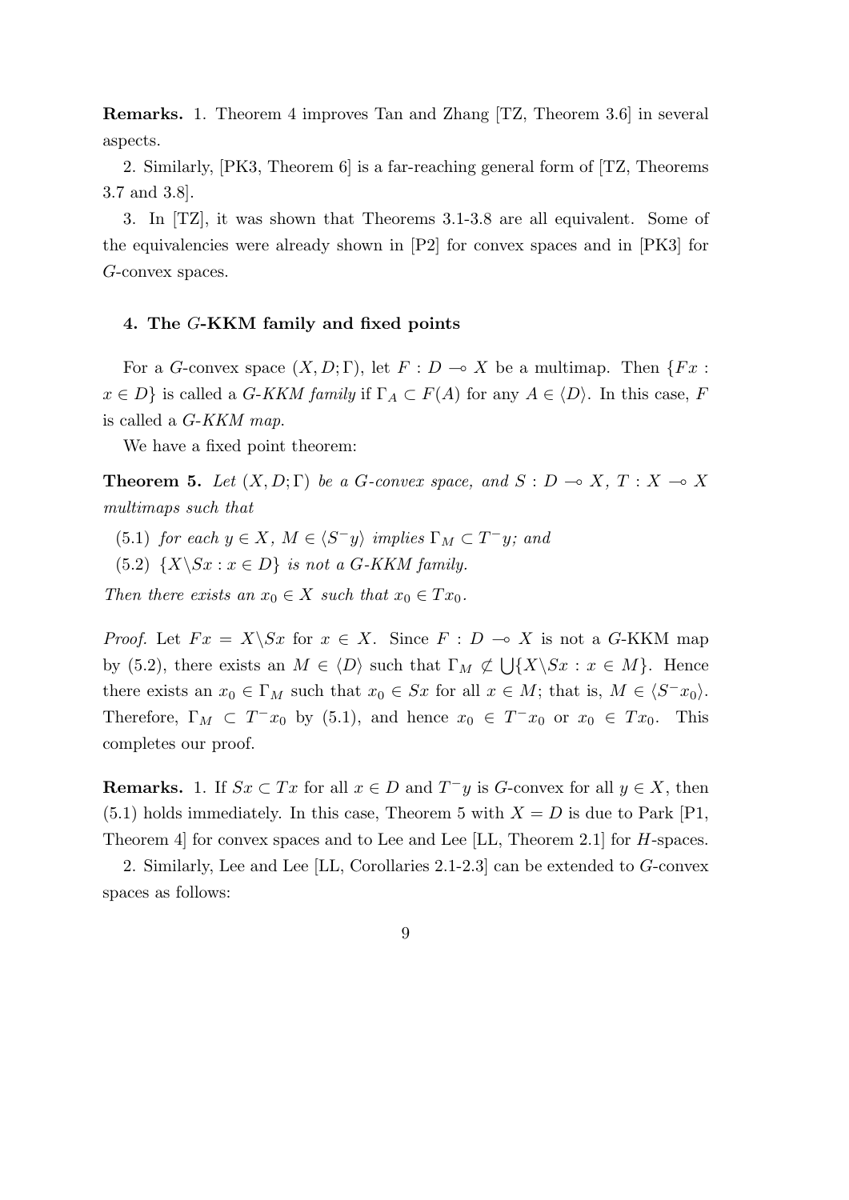**Remarks.** 1. Theorem 4 improves Tan and Zhang [TZ, Theorem 3.6] in several aspects.

2. Similarly, [PK3, Theorem 6] is a far-reaching general form of [TZ, Theorems 3.7 and 3.8].

3. In [TZ], it was shown that Theorems 3.1-3.8 are all equivalent. Some of the equivalencies were already shown in [P2] for convex spaces and in [PK3] for $G$-convex spaces.

### 4. The $G$-KKM family and fixed points

For a $G$-convex space $(X, D; \Gamma)$, let $F : D \multimap X$ be a multimap. Then $\{Fx : x \in D\}$ is called a *$G$-KKM family* if $\Gamma_A \subset F(A)$ for any $A \in \langle D \rangle$. In this case, $F$ is called a *$G$-KKM map*.

We have a fixed point theorem:

**Theorem 5.** *Let $(X, D; \Gamma)$ be a $G$-convex space, and $S : D \multimap X$, $T : X \multimap X$ multimaps such that*

(5.1) *for each $y \in X$, $M \in \langle S^- y \rangle$ implies $\Gamma_M \subset T^- y$; and*

(5.2) *$\{X \backslash Sx : x \in D\}$ is not a $G$-KKM family.*

*Then there exists an $x_0 \in X$ such that $x_0 \in Tx_0$.*

*Proof.* Let $Fx = X \backslash Sx$ for $x \in X$. Since $F : D \multimap X$ is not a $G$-KKM map by (5.2), there exists an $M \in \langle D \rangle$ such that $\Gamma_M \not\subset \bigcup \{X \backslash Sx : x \in M\}$. Hence there exists an $x_0 \in \Gamma_M$ such that $x_0 \in Sx$ for all $x \in M$; that is, $M \in \langle S^- x_0 \rangle$. Therefore, $\Gamma_M \subset T^- x_0$ by (5.1), and hence $x_0 \in T^- x_0$ or $x_0 \in Tx_0$. This completes our proof.

**Remarks.** 1. If $Sx \subset Tx$ for all $x \in D$ and $T^- y$ is $G$-convex for all $y \in X$, then (5.1) holds immediately. In this case, Theorem 5 with $X = D$ is due to Park [P1, Theorem 4] for convex spaces and to Lee and Lee [LL, Theorem 2.1] for $H$-spaces.

2. Similarly, Lee and Lee [LL, Corollaries 2.1-2.3] can be extended to $G$-convex spaces as follows: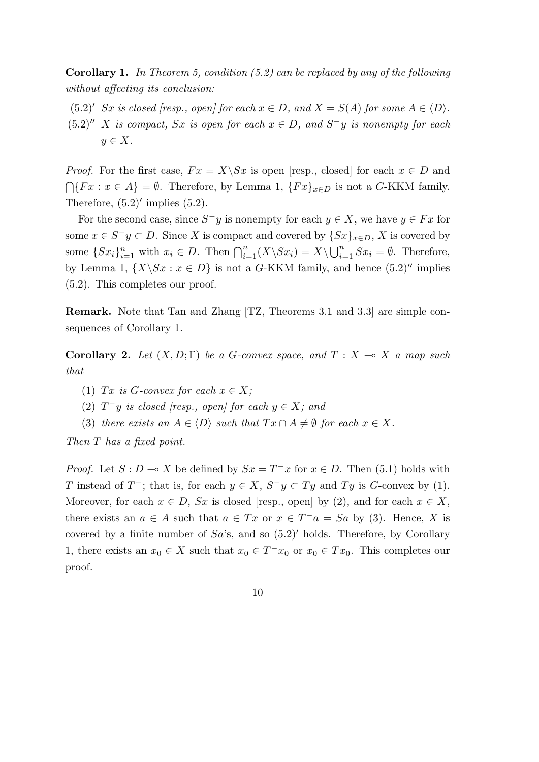**Corollary 1.** *In Theorem 5, condition (5.2) can be replaced by any of the following without affecting its conclusion:*

$(5.2)'$ *$Sx$ is closed [resp., open] for each $x \in D$, and $X = S(A)$ for some $A \in \langle D \rangle$.*

$(5.2)''$ *$X$ is compact, $Sx$ is open for each $x \in D$, and $S^- y$ is nonempty for each $y \in X$.*

*Proof.* For the first case, $Fx = X \backslash Sx$ is open [resp., closed] for each $x \in D$ and $\bigcap\{Fx : x \in A\} = \emptyset$. Therefore, by Lemma 1, $\{Fx\}_{x \in D}$ is not a $G$-KKM family. Therefore, $(5.2)'$ implies (5.2).

For the second case, since $S^- y$ is nonempty for each $y \in X$, we have $y \in Fx$ for some $x \in S^- y \subset D$. Since $X$ is compact and covered by $\{Sx\}_{x \in D}$, $X$ is covered by some $\{Sx_i\}_{i=1}^n$ with $x_i \in D$. Then $\bigcap_{i=1}^n (X \backslash Sx_i) = X \backslash \bigcup_{i=1}^n Sx_i = \emptyset$. Therefore, by Lemma 1, $\{X \backslash Sx : x \in D\}$ is not a $G$-KKM family, and hence $(5.2)''$ implies (5.2). This completes our proof.

**Remark.** Note that Tan and Zhang [TZ, Theorems 3.1 and 3.3] are simple consequences of Corollary 1.

**Corollary 2.** *Let $(X, D; \Gamma)$ be a $G$-convex space, and $T : X \multimap X$ a map such that*

1. *$Tx$ is $G$-convex for each $x \in X$;*
2. *$T^- y$ is closed [resp., open] for each $y \in X$; and*
3. *there exists an $A \in \langle D \rangle$ such that $Tx \cap A \neq \emptyset$ for each $x \in X$.*

*Then $T$ has a fixed point.*

*Proof.* Let $S : D \multimap X$ be defined by $Sx = T^- x$ for $x \in D$. Then (5.1) holds with $T$ instead of $T^-$; that is, for each $y \in X$, $S^- y \subset Ty$ and $Ty$ is $G$-convex by (1). Moreover, for each $x \in D$, $Sx$ is closed [resp., open] by (2), and for each $x \in X$, there exists an $a \in A$ such that $a \in Tx$ or $x \in T^- a = Sa$ by (3). Hence, $X$ is covered by a finite number of $Sa$'s, and so $(5.2)'$ holds. Therefore, by Corollary 1, there exists an $x_0 \in X$ such that $x_0 \in T^- x_0$ or $x_0 \in Tx_0$. This completes our proof.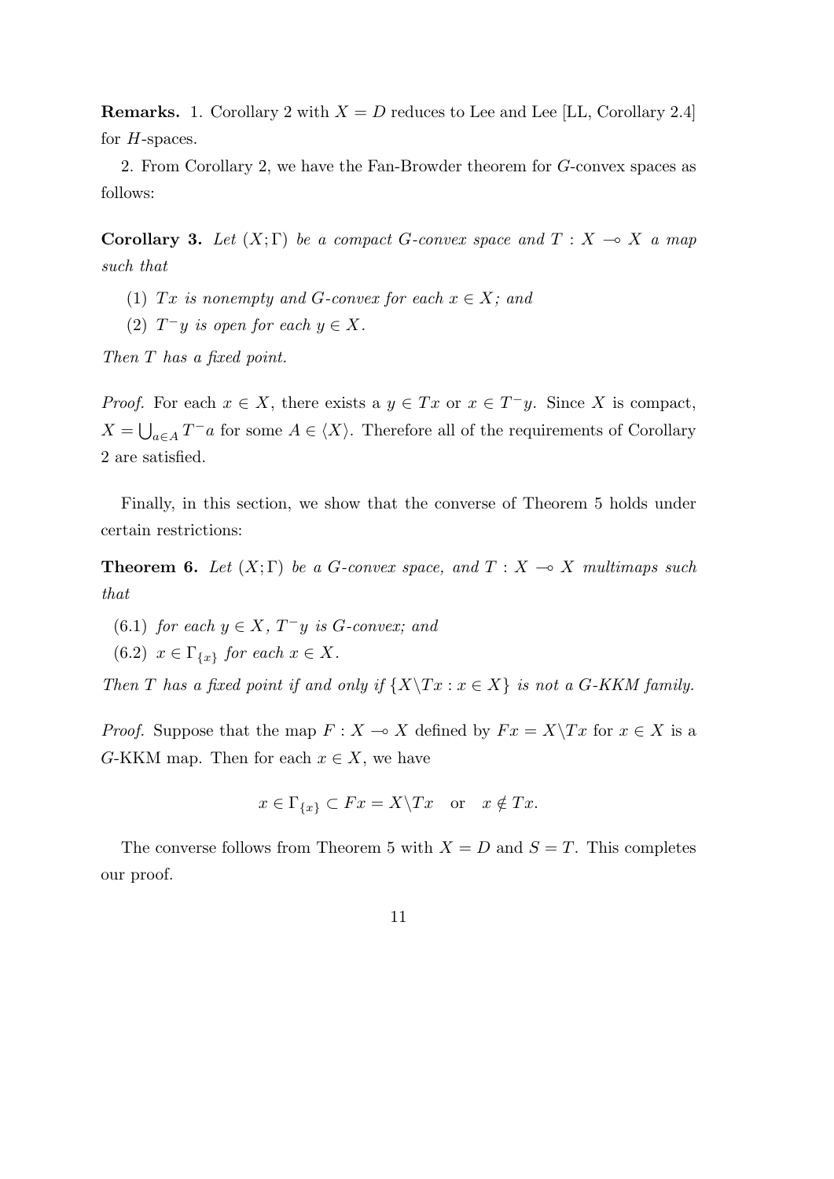**Remarks.** 1. Corollary 2 with $X = D$ reduces to Lee and Lee [LL, Corollary 2.4] for $H$-spaces.

2. From Corollary 2, we have the Fan-Browder theorem for $G$-convex spaces as follows:

**Corollary 3.** *Let $(X;\Gamma)$ be a compact $G$-convex space and $T : X \multimap X$ a map such that*

1. *$Tx$ is nonempty and $G$-convex for each $x \in X$; and*
2. *$T^{-}y$ is open for each $y \in X$.*

*Then $T$ has a fixed point.*

*Proof.* For each $x \in X$, there exists a $y \in Tx$ or $x \in T^{-}y$. Since $X$ is compact, $X = \bigcup_{a \in A} T^{-}a$ for some $A \in \langle X \rangle$. Therefore all of the requirements of Corollary 2 are satisfied.

Finally, in this section, we show that the converse of Theorem 5 holds under certain restrictions:

**Theorem 6.** *Let $(X;\Gamma)$ be a $G$-convex space, and $T : X \multimap X$ multimaps such that*

(6.1) *for each $y \in X$, $T^{-}y$ is $G$-convex; and*

(6.2) *$x \in \Gamma_{\{x\}}$ for each $x \in X$.*

*Then $T$ has a fixed point if and only if $\{X \backslash Tx : x \in X\}$ is not a G-KKM family.*

*Proof.* Suppose that the map $F : X \multimap X$ defined by $Fx = X \backslash Tx$ for $x \in X$ is a $G$-KKM map. Then for each $x \in X$, we have

$$x \in \Gamma_{\{x\}} \subset Fx = X \backslash Tx \quad \text{or} \quad x \notin Tx.$$

The converse follows from Theorem 5 with $X = D$ and $S = T$. This completes our proof.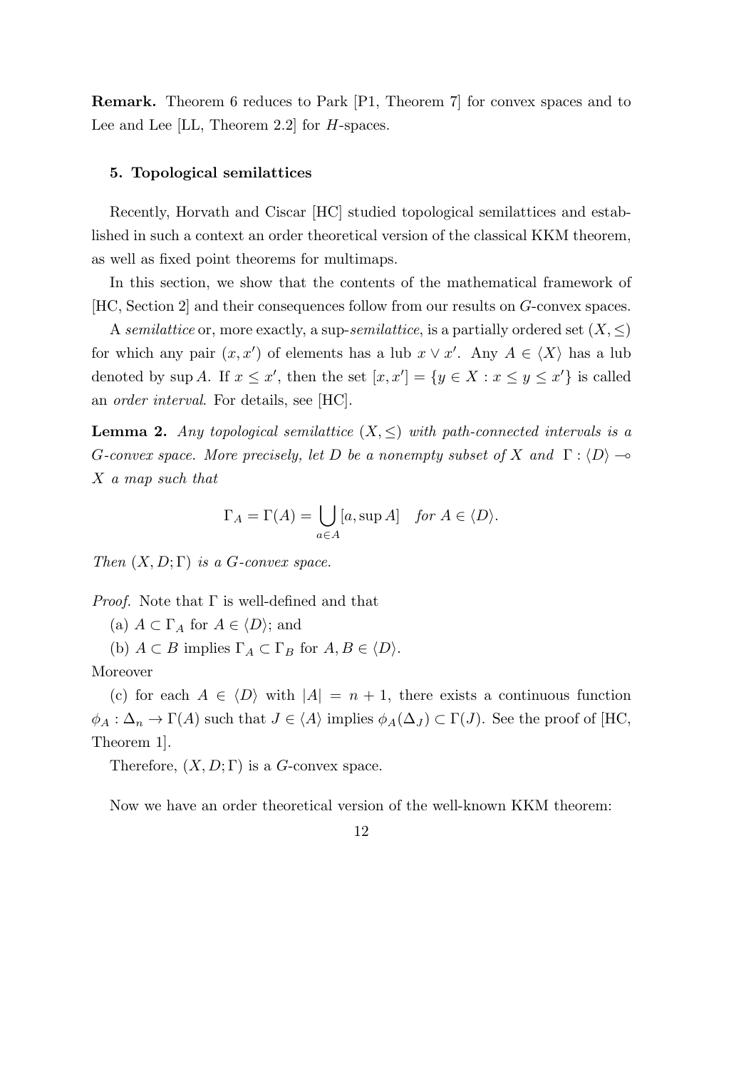**Remark.** Theorem 6 reduces to Park [P1, Theorem 7] for convex spaces and to Lee and Lee [LL, Theorem 2.2] for $H$-spaces.

### 5. Topological semilattices

Recently, Horvath and Ciscar [HC] studied topological semilattices and established in such a context an order theoretical version of the classical KKM theorem, as well as fixed point theorems for multimaps.

In this section, we show that the contents of the mathematical framework of [HC, Section 2] and their consequences follow from our results on $G$-convex spaces.

A *semilattice* or, more exactly, a sup-*semilattice*, is a partially ordered set $(X, \leq)$ for which any pair $(x, x')$ of elements has a lub $x \vee x'$. Any $A \in \langle X \rangle$ has a lub denoted by $\sup A$. If $x \leq x'$, then the set $[x, x'] = \{y \in X : x \leq y \leq x'\}$ is called an *order interval*. For details, see [HC].

**Lemma 2.** *Any topological semilattice $(X, \leq)$ with path-connected intervals is a $G$-convex space. More precisely, let $D$ be a nonempty subset of $X$ and $\Gamma : \langle D \rangle \multimap X$ a map such that*

$$\Gamma_A = \Gamma(A) = \bigcup_{a \in A} [a, \sup A] \quad \textit{for } A \in \langle D \rangle.$$

*Then $(X, D; \Gamma)$ is a $G$-convex space.*

*Proof.* Note that $\Gamma$ is well-defined and that

(a) $A \subset \Gamma_A$ for $A \in \langle D \rangle$; and

(b) $A \subset B$ implies $\Gamma_A \subset \Gamma_B$ for $A, B \in \langle D \rangle$.

Moreover

(c) for each $A \in \langle D \rangle$ with $|A| = n + 1$, there exists a continuous function $\phi_A : \Delta_n \to \Gamma(A)$ such that $J \in \langle A \rangle$ implies $\phi_A(\Delta_J) \subset \Gamma(J)$. See the proof of [HC, Theorem 1].

Therefore, $(X, D; \Gamma)$ is a $G$-convex space.

Now we have an order theoretical version of the well-known KKM theorem: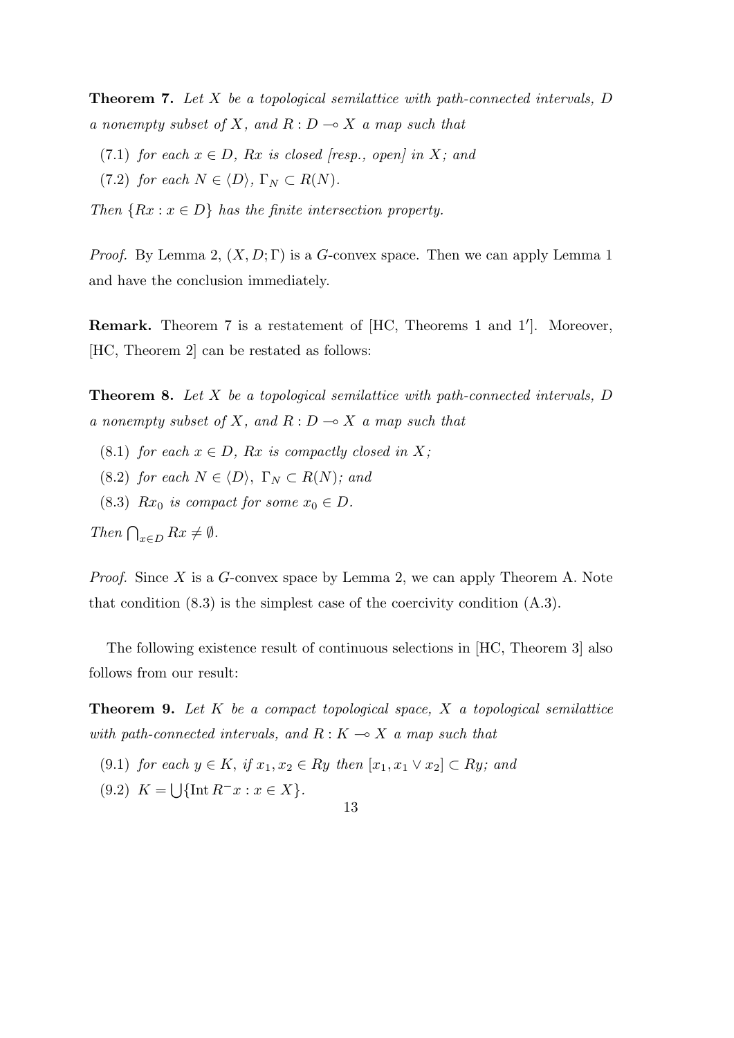**Theorem 7.** *Let $X$ be a topological semilattice with path-connected intervals, $D$ a nonempty subset of $X$, and $R : D \multimap X$ a map such that*

(7.1) *for each $x \in D$, $Rx$ is closed [resp., open] in $X$; and*

(7.2) *for each $N \in \langle D \rangle$, $\Gamma_N \subset R(N)$.*

*Then $\{Rx : x \in D\}$ has the finite intersection property.*

*Proof.* By Lemma 2, $(X, D; \Gamma)$ is a $G$-convex space. Then we can apply Lemma 1 and have the conclusion immediately.

**Remark.** Theorem 7 is a restatement of [HC, Theorems 1 and 1′]. Moreover, [HC, Theorem 2] can be restated as follows:

**Theorem 8.** *Let $X$ be a topological semilattice with path-connected intervals, $D$ a nonempty subset of $X$, and $R : D \multimap X$ a map such that*

(8.1) *for each $x \in D$, $Rx$ is compactly closed in $X$;*

(8.2) *for each $N \in \langle D \rangle$, $\Gamma_N \subset R(N)$; and*

(8.3) *$Rx_0$ is compact for some $x_0 \in D$.*

*Then $\bigcap_{x \in D} Rx \neq \emptyset$.*

*Proof.* Since $X$ is a $G$-convex space by Lemma 2, we can apply Theorem A. Note that condition (8.3) is the simplest case of the coercivity condition (A.3).

The following existence result of continuous selections in [HC, Theorem 3] also follows from our result:

**Theorem 9.** *Let $K$ be a compact topological space, $X$ a topological semilattice with path-connected intervals, and $R : K \multimap X$ a map such that*

(9.1) *for each $y \in K$, if $x_1, x_2 \in Ry$ then $[x_1, x_1 \vee x_2] \subset Ry$; and*

(9.2) *$K = \bigcup \{\operatorname{Int} R^- x : x \in X\}$.*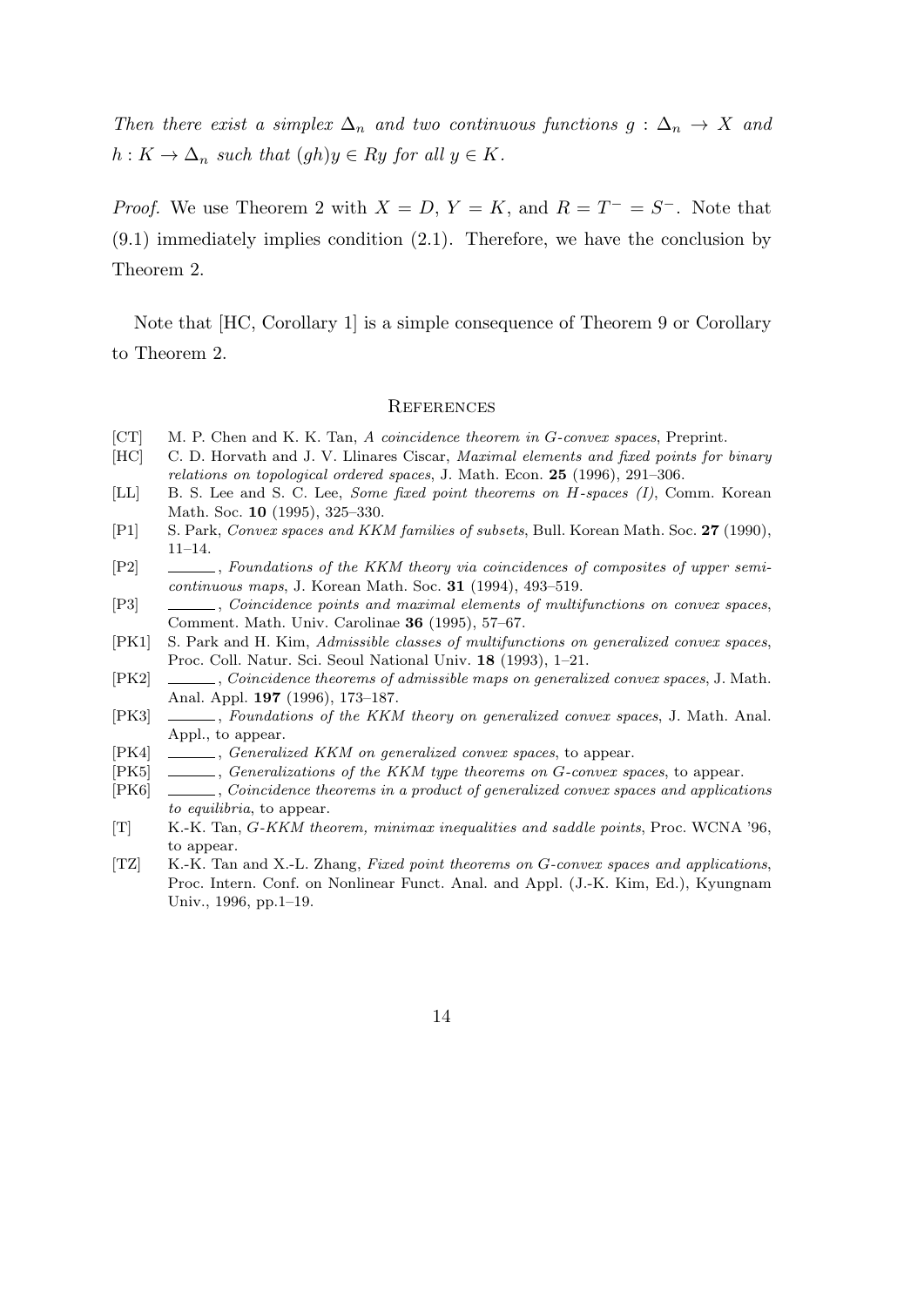*Then there exist a simplex $\Delta_n$ and two continuous functions $g : \Delta_n \to X$ and $h : K \to \Delta_n$ such that $(gh)y \in Ry$ for all $y \in K$.*

*Proof.* We use Theorem 2 with $X = D$, $Y = K$, and $R = T^- = S^-$. Note that (9.1) immediately implies condition (2.1). Therefore, we have the conclusion by Theorem 2.

Note that [HC, Corollary 1] is a simple consequence of Theorem 9 or Corollary to Theorem 2.

## References

- [CT] M. P. Chen and K. K. Tan, *A coincidence theorem in G-convex spaces*, Preprint.
- [HC] C. D. Horvath and J. V. Llinares Ciscar, *Maximal elements and fixed points for binary relations on topological ordered spaces*, J. Math. Econ. **25** (1996), 291–306.
- [LL] B. S. Lee and S. C. Lee, *Some fixed point theorems on H-spaces (I)*, Comm. Korean Math. Soc. **10** (1995), 325–330.
- [P1] S. Park, *Convex spaces and KKM families of subsets*, Bull. Korean Math. Soc. **27** (1990), 11–14.
- [P2] ______, *Foundations of the KKM theory via coincidences of composites of upper semicontinuous maps*, J. Korean Math. Soc. **31** (1994), 493–519.
- [P3] ______, *Coincidence points and maximal elements of multifunctions on convex spaces*, Comment. Math. Univ. Carolinae **36** (1995), 57–67.
- [PK1] S. Park and H. Kim, *Admissible classes of multifunctions on generalized convex spaces*, Proc. Coll. Natur. Sci. Seoul National Univ. **18** (1993), 1–21.
- [PK2] ______, *Coincidence theorems of admissible maps on generalized convex spaces*, J. Math. Anal. Appl. **197** (1996), 173–187.
- [PK3] ______, *Foundations of the KKM theory on generalized convex spaces*, J. Math. Anal. Appl., to appear.
- [PK4] ______, *Generalized KKM on generalized convex spaces*, to appear.
- [PK5] ______, *Generalizations of the KKM type theorems on G-convex spaces*, to appear.
- [PK6] ______, *Coincidence theorems in a product of generalized convex spaces and applications to equilibria*, to appear.
- [T] K.-K. Tan, *G-KKM theorem, minimax inequalities and saddle points*, Proc. WCNA '96, to appear.
- [TZ] K.-K. Tan and X.-L. Zhang, *Fixed point theorems on G-convex spaces and applications*, Proc. Intern. Conf. on Nonlinear Funct. Anal. and Appl. (J.-K. Kim, Ed.), Kyungnam Univ., 1996, pp.1–19.